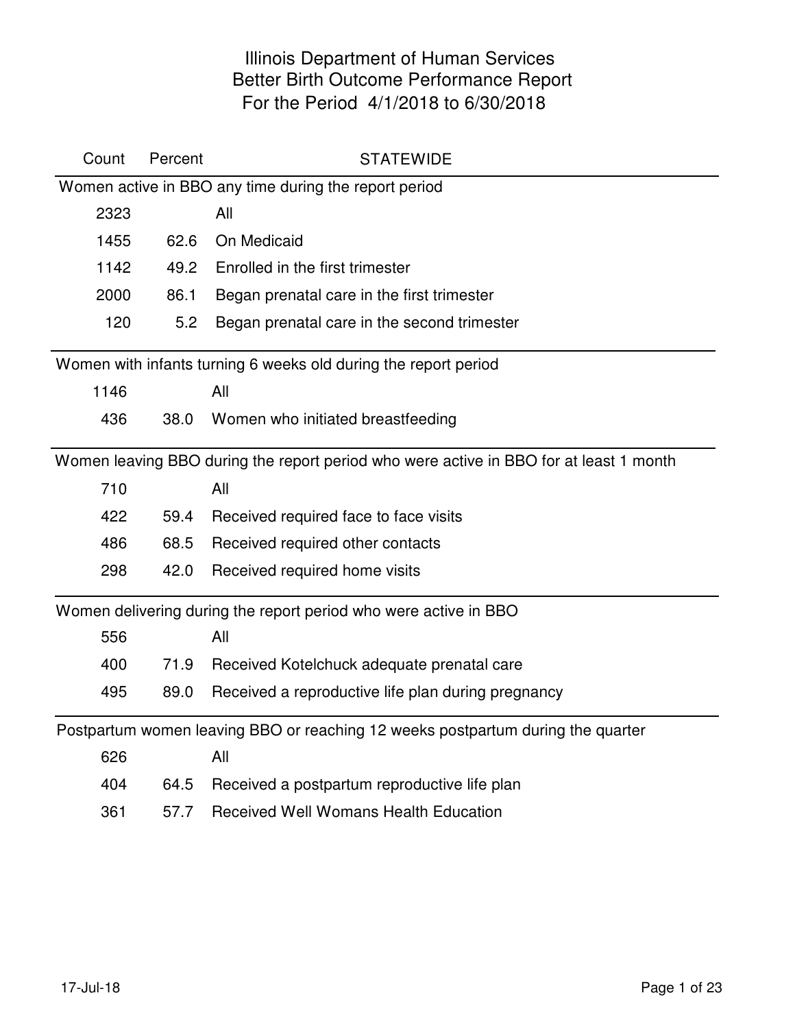# Illinois Department of Human Services
## Better Birth Outcome Performance Report
### For the Period 4/1/2018 to 6/30/2018

| Count | Percent | STATEWIDE |
|---|---|---|
| **Women active in BBO any time during the report period** | | |
| 2323 | | All |
| 1455 | 62.6 | On Medicaid |
| 1142 | 49.2 | Enrolled in the first trimester |
| 2000 | 86.1 | Began prenatal care in the first trimester |
| 120 | 5.2 | Began prenatal care in the second trimester |
| **Women with infants turning 6 weeks old during the report period** | | |
| 1146 | | All |
| 436 | 38.0 | Women who initiated breastfeeding |
| **Women leaving BBO during the report period who were active in BBO for at least 1 month** | | |
| 710 | | All |
| 422 | 59.4 | Received required face to face visits |
| 486 | 68.5 | Received required other contacts |
| 298 | 42.0 | Received required home visits |
| **Women delivering during the report period who were active in BBO** | | |
| 556 | | All |
| 400 | 71.9 | Received Kotelchuck adequate prenatal care |
| 495 | 89.0 | Received a reproductive life plan during pregnancy |
| **Postpartum women leaving BBO or reaching 12 weeks postpartum during the quarter** | | |
| 626 | | All |
| 404 | 64.5 | Received a postpartum reproductive life plan |
| 361 | 57.7 | Received Well Womans Health Education |

17-Jul-18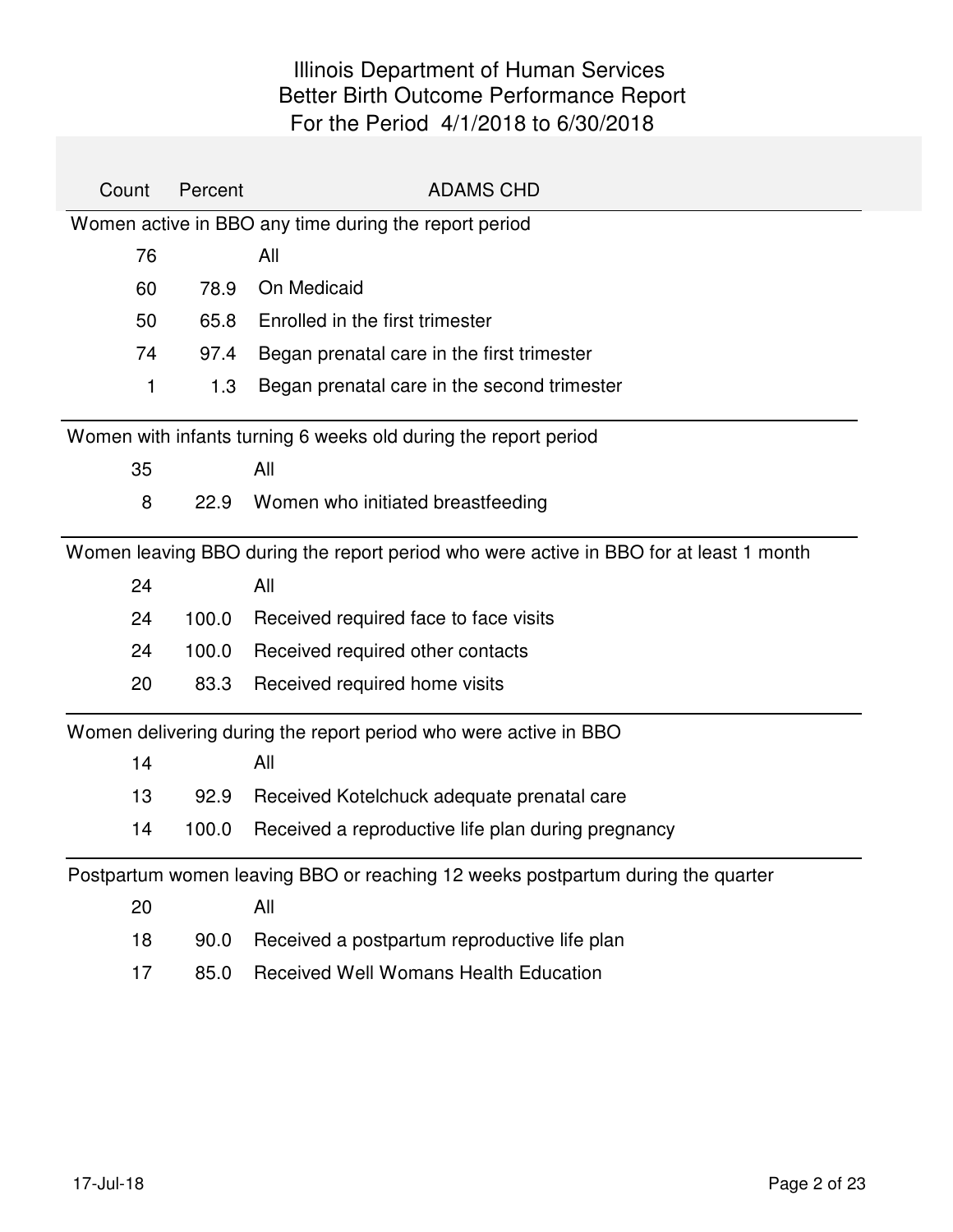# Illinois Department of Human Services
## Better Birth Outcome Performance Report
### For the Period 4/1/2018 to 6/30/2018

| Count | Percent | ADAMS CHD |
|---|---|---|
| **Women active in BBO any time during the report period** | | |
| 76 | | All |
| 60 | 78.9 | On Medicaid |
| 50 | 65.8 | Enrolled in the first trimester |
| 74 | 97.4 | Began prenatal care in the first trimester |
| 1 | 1.3 | Began prenatal care in the second trimester |
| **Women with infants turning 6 weeks old during the report period** | | |
| 35 | | All |
| 8 | 22.9 | Women who initiated breastfeeding |
| **Women leaving BBO during the report period who were active in BBO for at least 1 month** | | |
| 24 | | All |
| 24 | 100.0 | Received required face to face visits |
| 24 | 100.0 | Received required other contacts |
| 20 | 83.3 | Received required home visits |
| **Women delivering during the report period who were active in BBO** | | |
| 14 | | All |
| 13 | 92.9 | Received Kotelchuck adequate prenatal care |
| 14 | 100.0 | Received a reproductive life plan during pregnancy |
| **Postpartum women leaving BBO or reaching 12 weeks postpartum during the quarter** | | |
| 20 | | All |
| 18 | 90.0 | Received a postpartum reproductive life plan |
| 17 | 85.0 | Received Well Womans Health Education |

17-Jul-18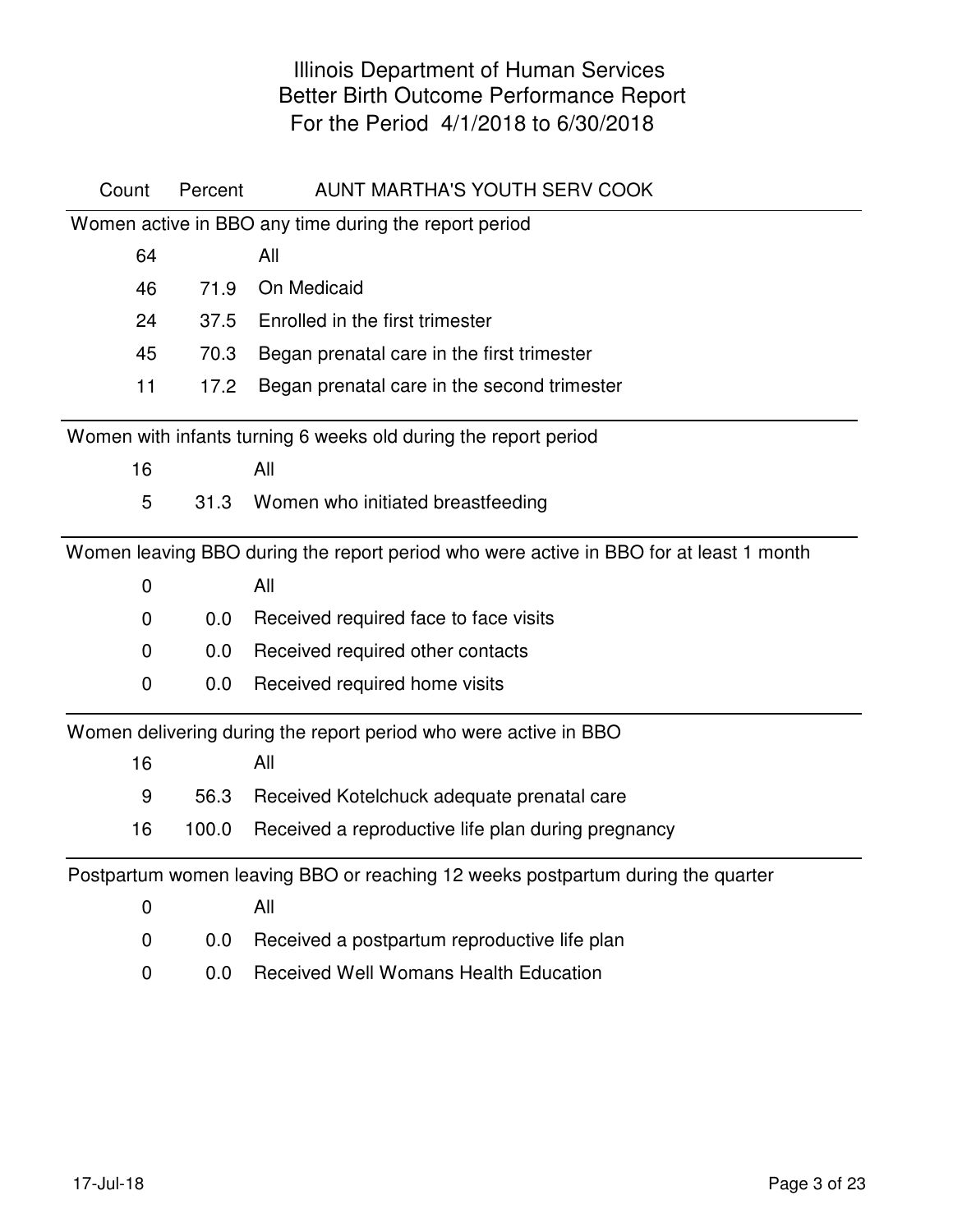# Illinois Department of Human Services
## Better Birth Outcome Performance Report
### For the Period 4/1/2018 to 6/30/2018

| Count | Percent | AUNT MARTHA'S YOUTH SERV COOK |
|---|---|---|
| **Women active in BBO any time during the report period** | | |
| 64 | | All |
| 46 | 71.9 | On Medicaid |
| 24 | 37.5 | Enrolled in the first trimester |
| 45 | 70.3 | Began prenatal care in the first trimester |
| 11 | 17.2 | Began prenatal care in the second trimester |
| **Women with infants turning 6 weeks old during the report period** | | |
| 16 | | All |
| 5 | 31.3 | Women who initiated breastfeeding |
| **Women leaving BBO during the report period who were active in BBO for at least 1 month** | | |
| 0 | | All |
| 0 | 0.0 | Received required face to face visits |
| 0 | 0.0 | Received required other contacts |
| 0 | 0.0 | Received required home visits |
| **Women delivering during the report period who were active in BBO** | | |
| 16 | | All |
| 9 | 56.3 | Received Kotelchuck adequate prenatal care |
| 16 | 100.0 | Received a reproductive life plan during pregnancy |
| **Postpartum women leaving BBO or reaching 12 weeks postpartum during the quarter** | | |
| 0 | | All |
| 0 | 0.0 | Received a postpartum reproductive life plan |
| 0 | 0.0 | Received Well Womans Health Education |

17-Jul-18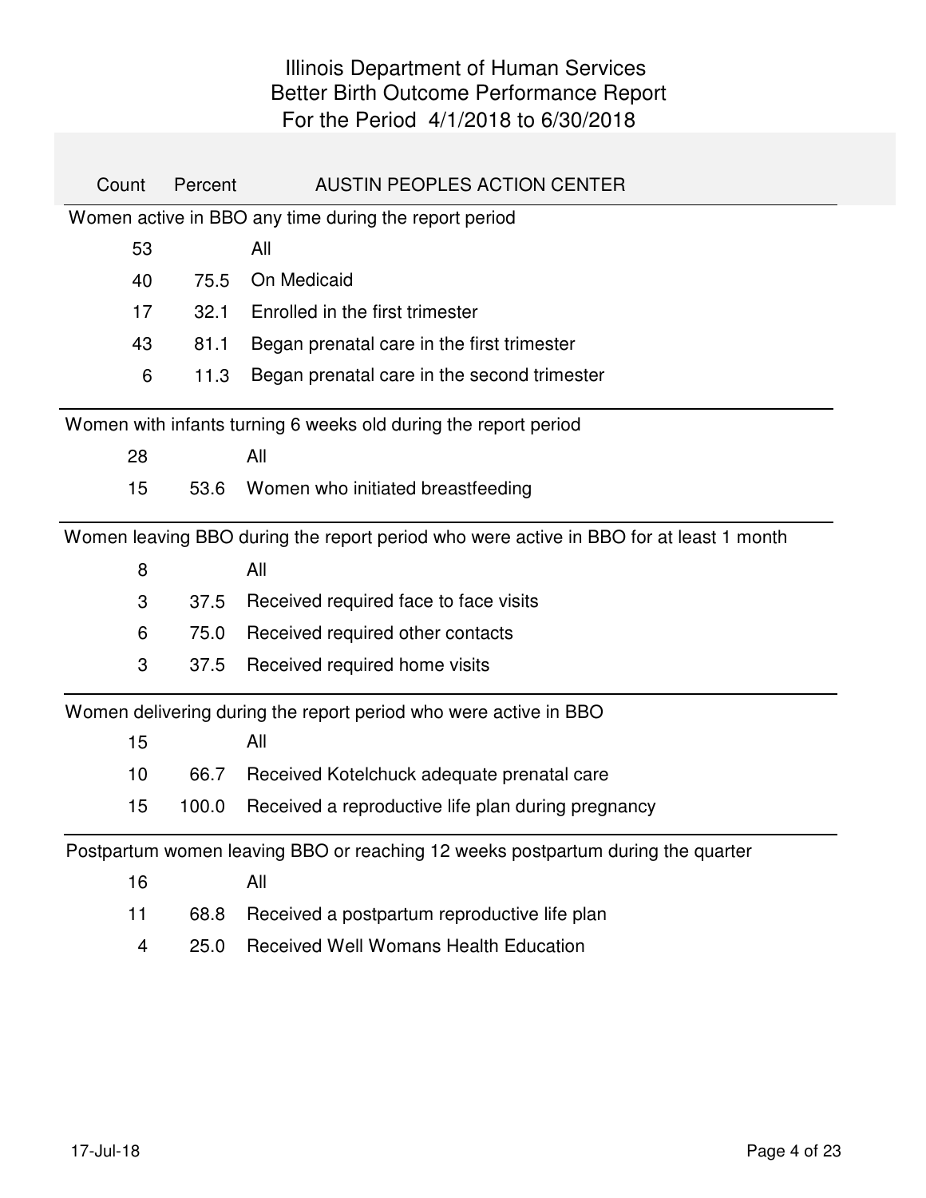# Illinois Department of Human Services
## Better Birth Outcome Performance Report
### For the Period 4/1/2018 to 6/30/2018

| Count | Percent | AUSTIN PEOPLES ACTION CENTER |
|---|---|---|
| **Women active in BBO any time during the report period** | | |
| 53 | | All |
| 40 | 75.5 | On Medicaid |
| 17 | 32.1 | Enrolled in the first trimester |
| 43 | 81.1 | Began prenatal care in the first trimester |
| 6 | 11.3 | Began prenatal care in the second trimester |
| **Women with infants turning 6 weeks old during the report period** | | |
| 28 | | All |
| 15 | 53.6 | Women who initiated breastfeeding |
| **Women leaving BBO during the report period who were active in BBO for at least 1 month** | | |
| 8 | | All |
| 3 | 37.5 | Received required face to face visits |
| 6 | 75.0 | Received required other contacts |
| 3 | 37.5 | Received required home visits |
| **Women delivering during the report period who were active in BBO** | | |
| 15 | | All |
| 10 | 66.7 | Received Kotelchuck adequate prenatal care |
| 15 | 100.0 | Received a reproductive life plan during pregnancy |
| **Postpartum women leaving BBO or reaching 12 weeks postpartum during the quarter** | | |
| 16 | | All |
| 11 | 68.8 | Received a postpartum reproductive life plan |
| 4 | 25.0 | Received Well Womans Health Education |

17-Jul-18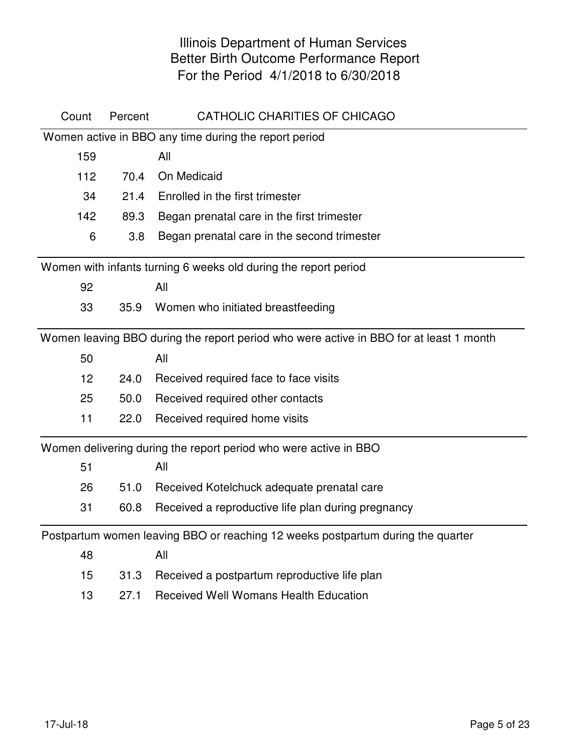# Illinois Department of Human Services
## Better Birth Outcome Performance Report
### For the Period 4/1/2018 to 6/30/2018

| Count | Percent | CATHOLIC CHARITIES OF CHICAGO |
|---|---|---|
| **Women active in BBO any time during the report period** | | |
| 159 | | All |
| 112 | 70.4 | On Medicaid |
| 34 | 21.4 | Enrolled in the first trimester |
| 142 | 89.3 | Began prenatal care in the first trimester |
| 6 | 3.8 | Began prenatal care in the second trimester |
| **Women with infants turning 6 weeks old during the report period** | | |
| 92 | | All |
| 33 | 35.9 | Women who initiated breastfeeding |
| **Women leaving BBO during the report period who were active in BBO for at least 1 month** | | |
| 50 | | All |
| 12 | 24.0 | Received required face to face visits |
| 25 | 50.0 | Received required other contacts |
| 11 | 22.0 | Received required home visits |
| **Women delivering during the report period who were active in BBO** | | |
| 51 | | All |
| 26 | 51.0 | Received Kotelchuck adequate prenatal care |
| 31 | 60.8 | Received a reproductive life plan during pregnancy |
| **Postpartum women leaving BBO or reaching 12 weeks postpartum during the quarter** | | |
| 48 | | All |
| 15 | 31.3 | Received a postpartum reproductive life plan |
| 13 | 27.1 | Received Well Womans Health Education |

17-Jul-18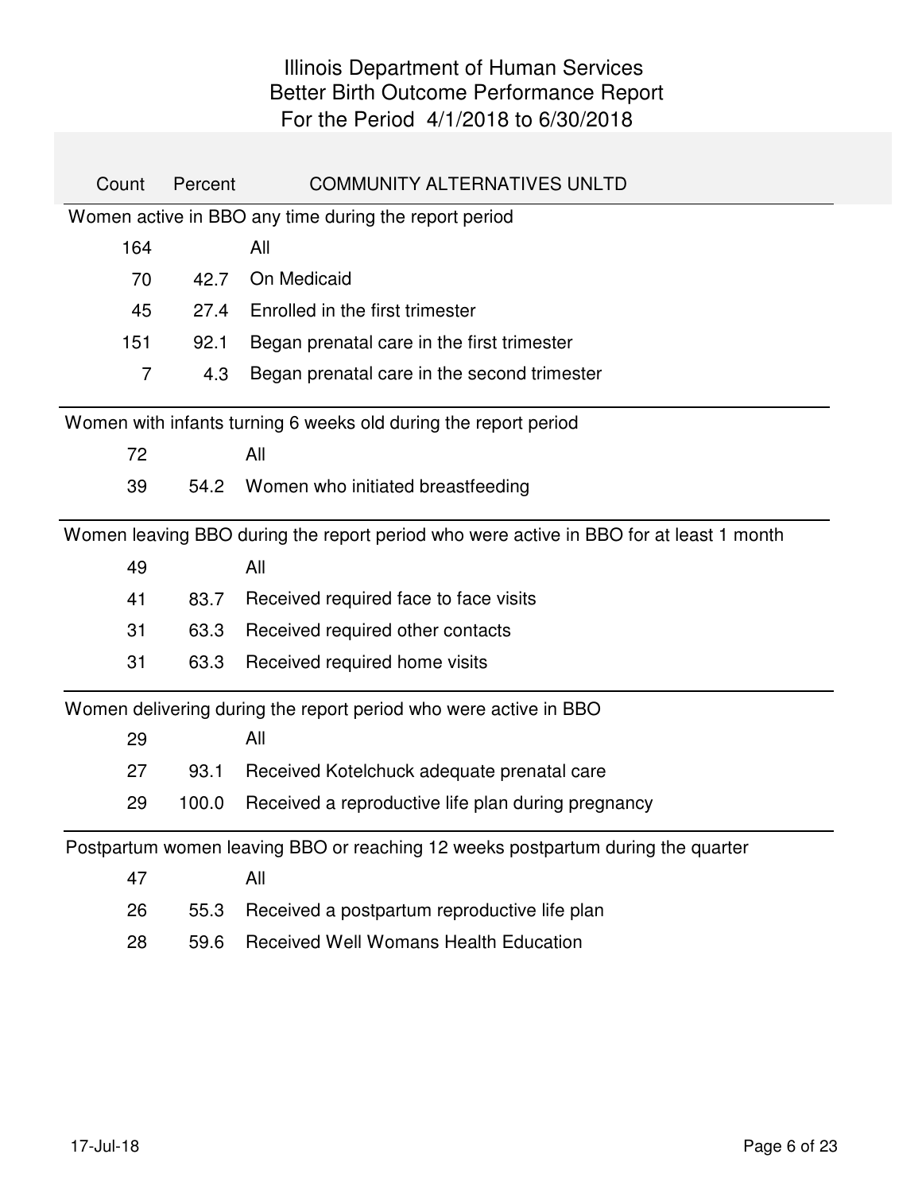# Illinois Department of Human Services
## Better Birth Outcome Performance Report
### For the Period 4/1/2018 to 6/30/2018

| Count | Percent | COMMUNITY ALTERNATIVES UNLTD |
|---|---|---|
| **Women active in BBO any time during the report period** | | |
| 164 | | All |
| 70 | 42.7 | On Medicaid |
| 45 | 27.4 | Enrolled in the first trimester |
| 151 | 92.1 | Began prenatal care in the first trimester |
| 7 | 4.3 | Began prenatal care in the second trimester |
| **Women with infants turning 6 weeks old during the report period** | | |
| 72 | | All |
| 39 | 54.2 | Women who initiated breastfeeding |
| **Women leaving BBO during the report period who were active in BBO for at least 1 month** | | |
| 49 | | All |
| 41 | 83.7 | Received required face to face visits |
| 31 | 63.3 | Received required other contacts |
| 31 | 63.3 | Received required home visits |
| **Women delivering during the report period who were active in BBO** | | |
| 29 | | All |
| 27 | 93.1 | Received Kotelchuck adequate prenatal care |
| 29 | 100.0 | Received a reproductive life plan during pregnancy |
| **Postpartum women leaving BBO or reaching 12 weeks postpartum during the quarter** | | |
| 47 | | All |
| 26 | 55.3 | Received a postpartum reproductive life plan |
| 28 | 59.6 | Received Well Womans Health Education |

17-Jul-18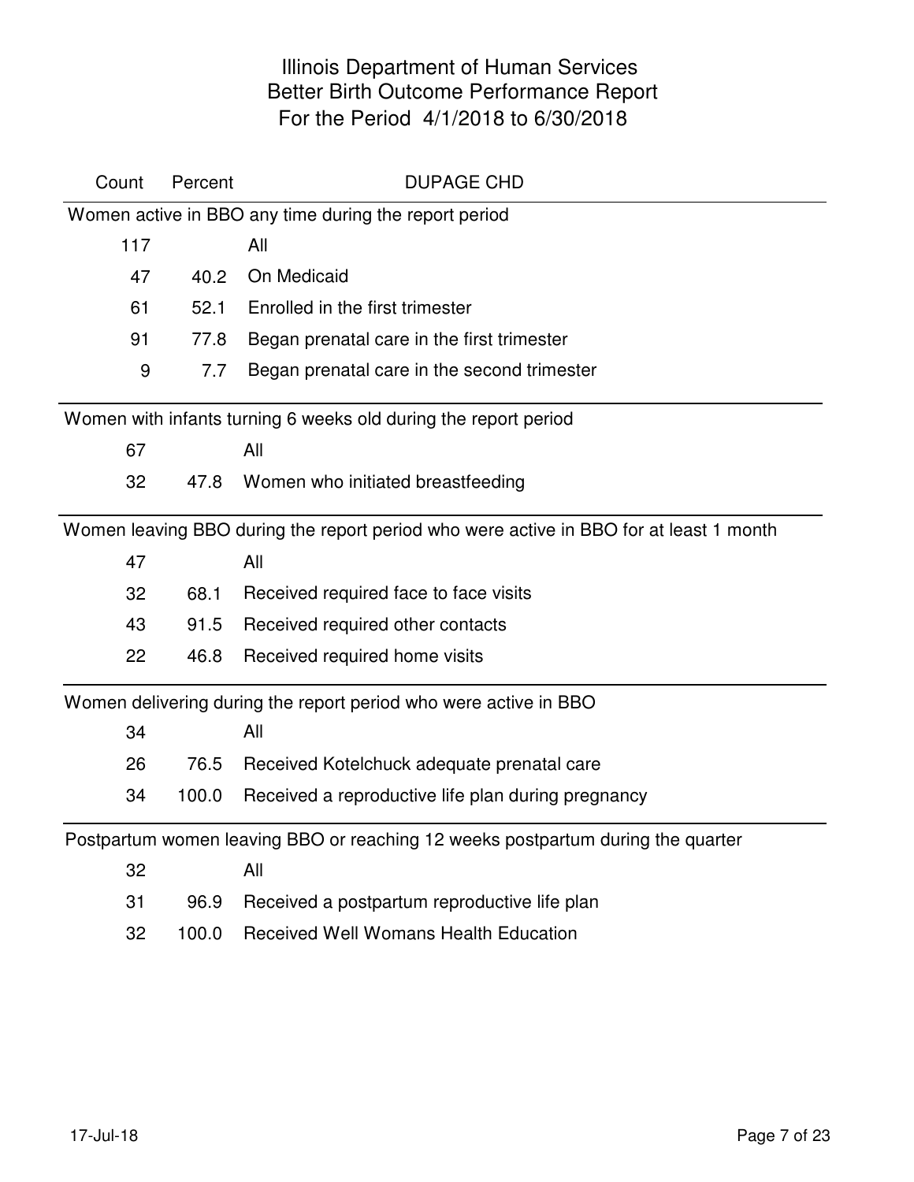# Illinois Department of Human Services
## Better Birth Outcome Performance Report
## For the Period 4/1/2018 to 6/30/2018

| Count | Percent | DUPAGE CHD |
|---|---|---|
| **Women active in BBO any time during the report period** | | |
| 117 | | All |
| 47 | 40.2 | On Medicaid |
| 61 | 52.1 | Enrolled in the first trimester |
| 91 | 77.8 | Began prenatal care in the first trimester |
| 9 | 7.7 | Began prenatal care in the second trimester |
| **Women with infants turning 6 weeks old during the report period** | | |
| 67 | | All |
| 32 | 47.8 | Women who initiated breastfeeding |
| **Women leaving BBO during the report period who were active in BBO for at least 1 month** | | |
| 47 | | All |
| 32 | 68.1 | Received required face to face visits |
| 43 | 91.5 | Received required other contacts |
| 22 | 46.8 | Received required home visits |
| **Women delivering during the report period who were active in BBO** | | |
| 34 | | All |
| 26 | 76.5 | Received Kotelchuck adequate prenatal care |
| 34 | 100.0 | Received a reproductive life plan during pregnancy |
| **Postpartum women leaving BBO or reaching 12 weeks postpartum during the quarter** | | |
| 32 | | All |
| 31 | 96.9 | Received a postpartum reproductive life plan |
| 32 | 100.0 | Received Well Womans Health Education |

17-Jul-18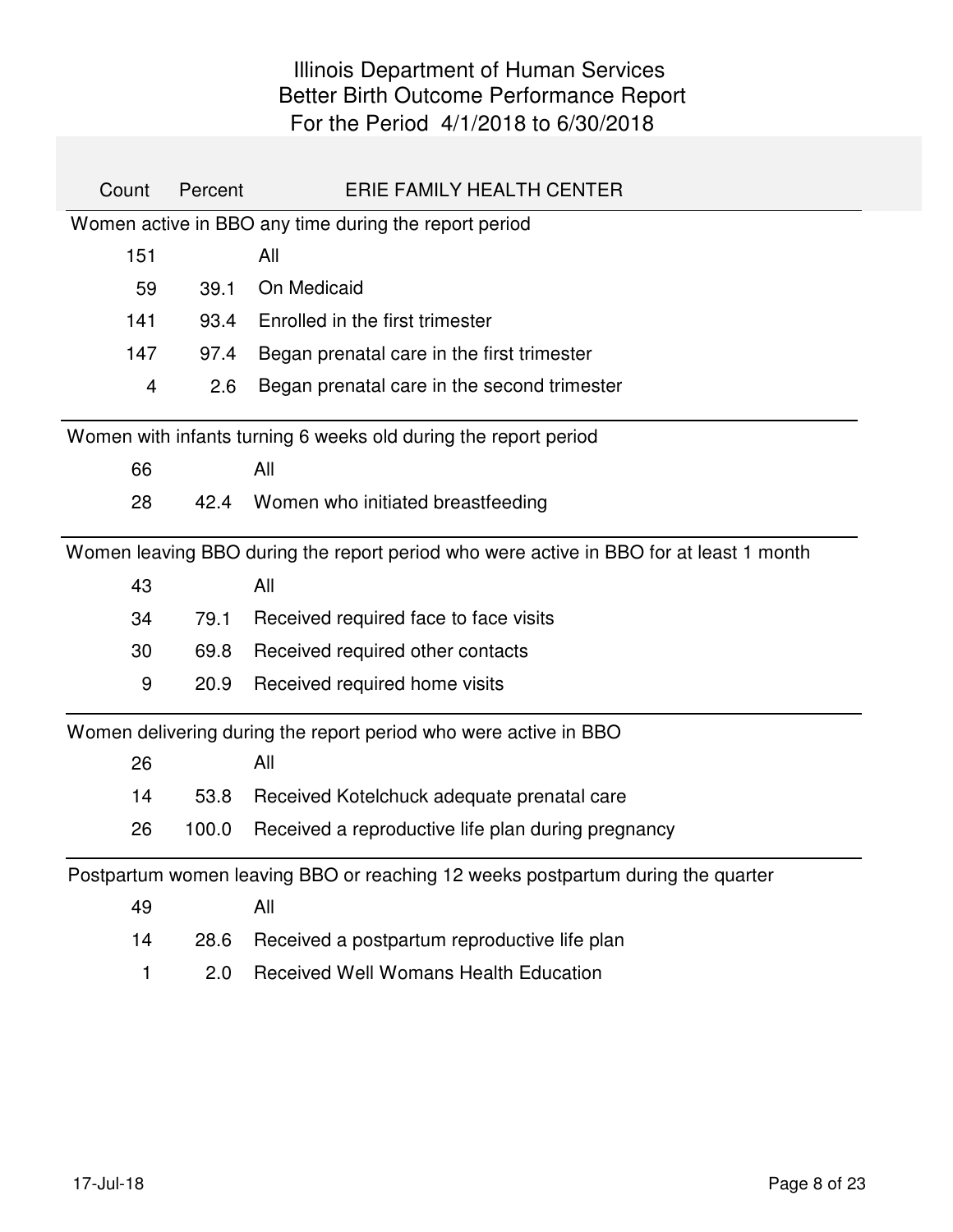# Illinois Department of Human Services
## Better Birth Outcome Performance Report
### For the Period 4/1/2018 to 6/30/2018

| Count | Percent | ERIE FAMILY HEALTH CENTER |
|---|---|---|
| **Women active in BBO any time during the report period** | | |
| 151 | | All |
| 59 | 39.1 | On Medicaid |
| 141 | 93.4 | Enrolled in the first trimester |
| 147 | 97.4 | Began prenatal care in the first trimester |
| 4 | 2.6 | Began prenatal care in the second trimester |
| **Women with infants turning 6 weeks old during the report period** | | |
| 66 | | All |
| 28 | 42.4 | Women who initiated breastfeeding |
| **Women leaving BBO during the report period who were active in BBO for at least 1 month** | | |
| 43 | | All |
| 34 | 79.1 | Received required face to face visits |
| 30 | 69.8 | Received required other contacts |
| 9 | 20.9 | Received required home visits |
| **Women delivering during the report period who were active in BBO** | | |
| 26 | | All |
| 14 | 53.8 | Received Kotelchuck adequate prenatal care |
| 26 | 100.0 | Received a reproductive life plan during pregnancy |
| **Postpartum women leaving BBO or reaching 12 weeks postpartum during the quarter** | | |
| 49 | | All |
| 14 | 28.6 | Received a postpartum reproductive life plan |
| 1 | 2.0 | Received Well Womans Health Education |

17-Jul-18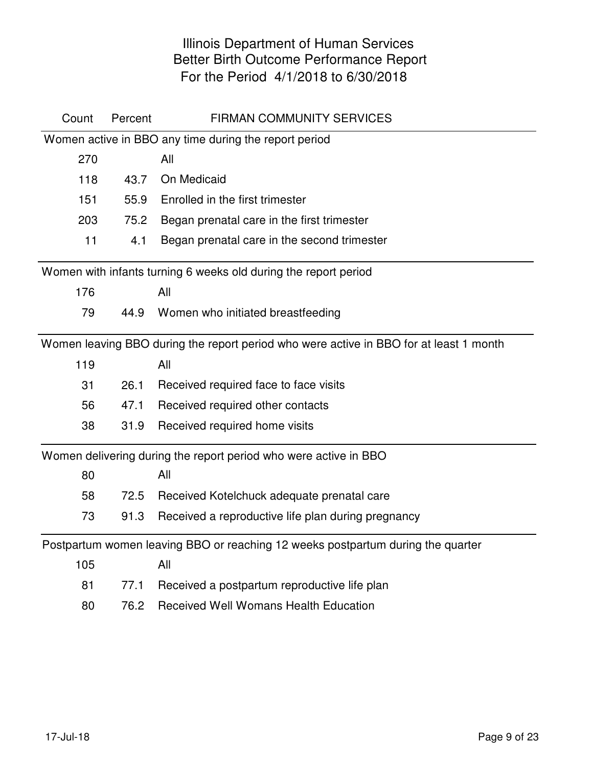# Illinois Department of Human Services
## Better Birth Outcome Performance Report
## For the Period 4/1/2018 to 6/30/2018

| Count | Percent | FIRMAN COMMUNITY SERVICES |
|---|---|---|
| **Women active in BBO any time during the report period** | | |
| 270 | | All |
| 118 | 43.7 | On Medicaid |
| 151 | 55.9 | Enrolled in the first trimester |
| 203 | 75.2 | Began prenatal care in the first trimester |
| 11 | 4.1 | Began prenatal care in the second trimester |
| **Women with infants turning 6 weeks old during the report period** | | |
| 176 | | All |
| 79 | 44.9 | Women who initiated breastfeeding |
| **Women leaving BBO during the report period who were active in BBO for at least 1 month** | | |
| 119 | | All |
| 31 | 26.1 | Received required face to face visits |
| 56 | 47.1 | Received required other contacts |
| 38 | 31.9 | Received required home visits |
| **Women delivering during the report period who were active in BBO** | | |
| 80 | | All |
| 58 | 72.5 | Received Kotelchuck adequate prenatal care |
| 73 | 91.3 | Received a reproductive life plan during pregnancy |
| **Postpartum women leaving BBO or reaching 12 weeks postpartum during the quarter** | | |
| 105 | | All |
| 81 | 77.1 | Received a postpartum reproductive life plan |
| 80 | 76.2 | Received Well Womans Health Education |

17-Jul-18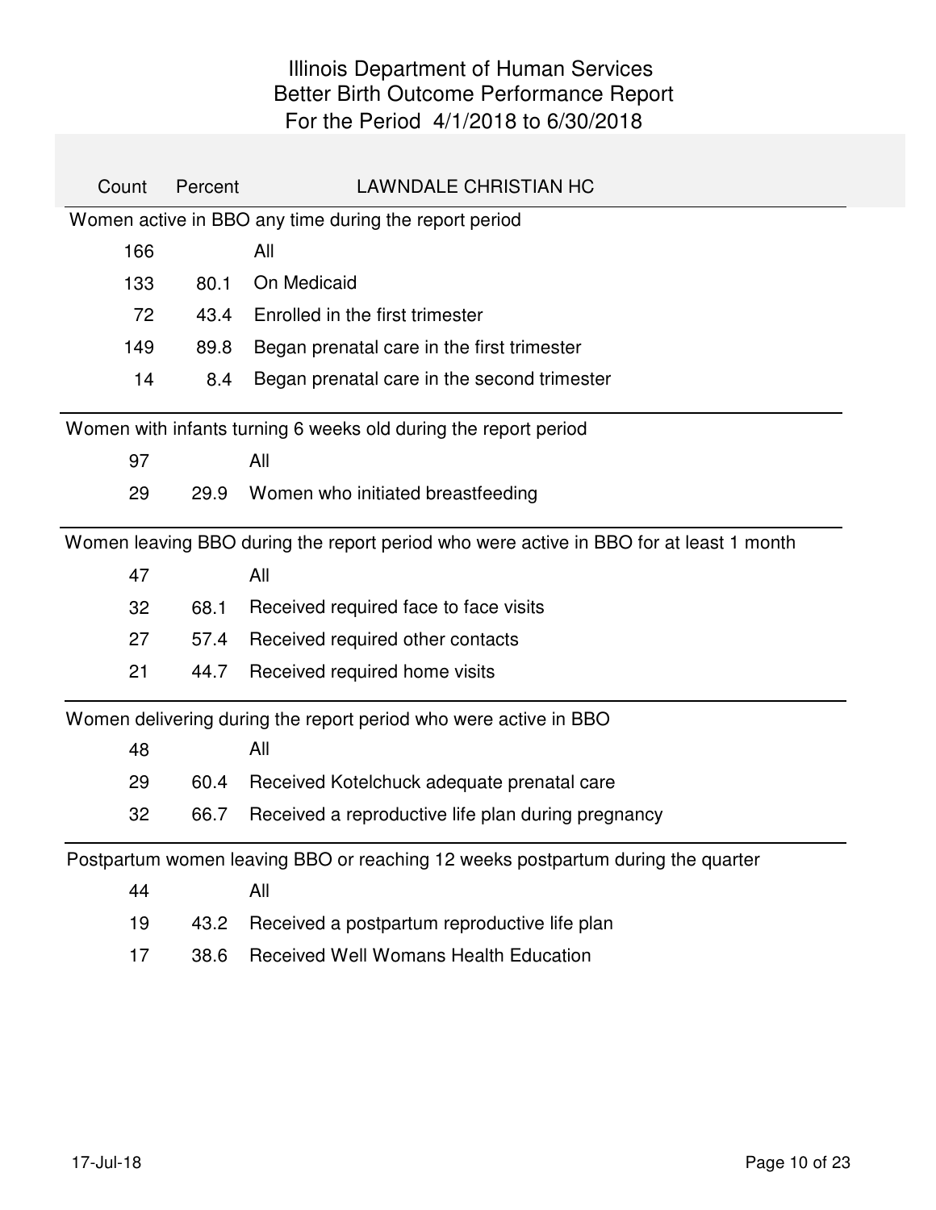# Illinois Department of Human Services
## Better Birth Outcome Performance Report
### For the Period 4/1/2018 to 6/30/2018

| Count | Percent | LAWNDALE CHRISTIAN HC |
|---|---|---|
| **Women active in BBO any time during the report period** | | |
| 166 | | All |
| 133 | 80.1 | On Medicaid |
| 72 | 43.4 | Enrolled in the first trimester |
| 149 | 89.8 | Began prenatal care in the first trimester |
| 14 | 8.4 | Began prenatal care in the second trimester |
| **Women with infants turning 6 weeks old during the report period** | | |
| 97 | | All |
| 29 | 29.9 | Women who initiated breastfeeding |
| **Women leaving BBO during the report period who were active in BBO for at least 1 month** | | |
| 47 | | All |
| 32 | 68.1 | Received required face to face visits |
| 27 | 57.4 | Received required other contacts |
| 21 | 44.7 | Received required home visits |
| **Women delivering during the report period who were active in BBO** | | |
| 48 | | All |
| 29 | 60.4 | Received Kotelchuck adequate prenatal care |
| 32 | 66.7 | Received a reproductive life plan during pregnancy |
| **Postpartum women leaving BBO or reaching 12 weeks postpartum during the quarter** | | |
| 44 | | All |
| 19 | 43.2 | Received a postpartum reproductive life plan |
| 17 | 38.6 | Received Well Womans Health Education |

17-Jul-18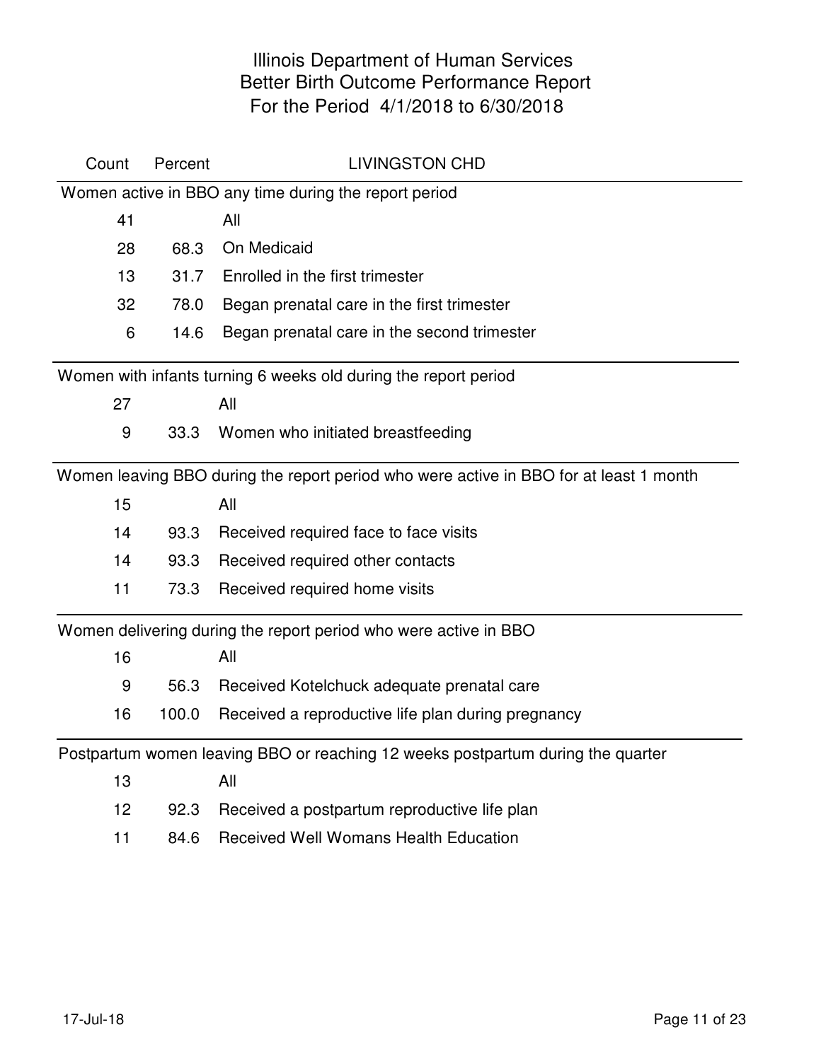# Illinois Department of Human Services
## Better Birth Outcome Performance Report
## For the Period 4/1/2018 to 6/30/2018

| Count | Percent | LIVINGSTON CHD |
|---|---|---|
| **Women active in BBO any time during the report period** | | |
| 41 | | All |
| 28 | 68.3 | On Medicaid |
| 13 | 31.7 | Enrolled in the first trimester |
| 32 | 78.0 | Began prenatal care in the first trimester |
| 6 | 14.6 | Began prenatal care in the second trimester |
| **Women with infants turning 6 weeks old during the report period** | | |
| 27 | | All |
| 9 | 33.3 | Women who initiated breastfeeding |
| **Women leaving BBO during the report period who were active in BBO for at least 1 month** | | |
| 15 | | All |
| 14 | 93.3 | Received required face to face visits |
| 14 | 93.3 | Received required other contacts |
| 11 | 73.3 | Received required home visits |
| **Women delivering during the report period who were active in BBO** | | |
| 16 | | All |
| 9 | 56.3 | Received Kotelchuck adequate prenatal care |
| 16 | 100.0 | Received a reproductive life plan during pregnancy |
| **Postpartum women leaving BBO or reaching 12 weeks postpartum during the quarter** | | |
| 13 | | All |
| 12 | 92.3 | Received a postpartum reproductive life plan |
| 11 | 84.6 | Received Well Womans Health Education |

17-Jul-18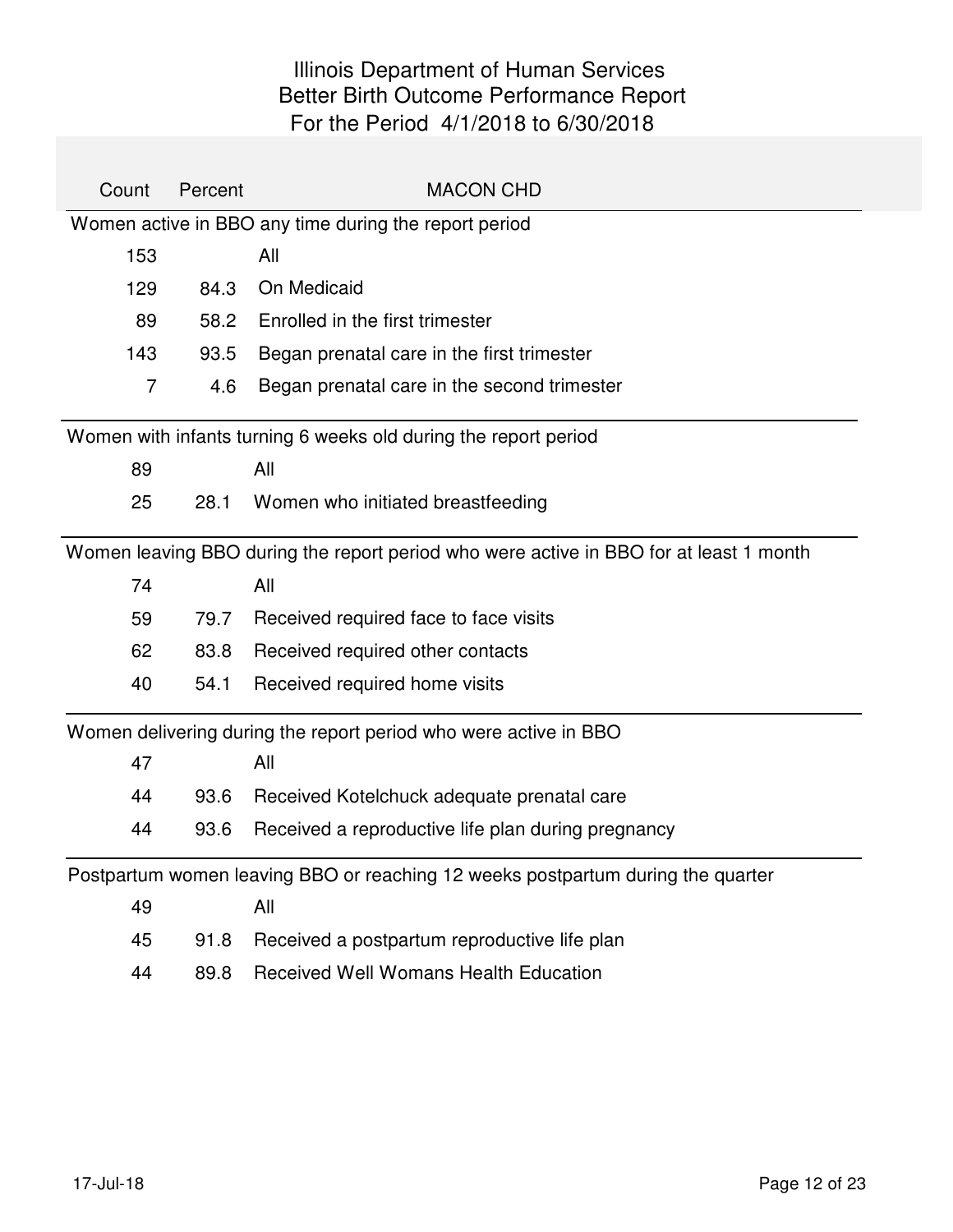# Illinois Department of Human Services
## Better Birth Outcome Performance Report
### For the Period 4/1/2018 to 6/30/2018

| Count | Percent | MACON CHD |
|---|---|---|
| **Women active in BBO any time during the report period** | | |
| 153 | | All |
| 129 | 84.3 | On Medicaid |
| 89 | 58.2 | Enrolled in the first trimester |
| 143 | 93.5 | Began prenatal care in the first trimester |
| 7 | 4.6 | Began prenatal care in the second trimester |
| **Women with infants turning 6 weeks old during the report period** | | |
| 89 | | All |
| 25 | 28.1 | Women who initiated breastfeeding |
| **Women leaving BBO during the report period who were active in BBO for at least 1 month** | | |
| 74 | | All |
| 59 | 79.7 | Received required face to face visits |
| 62 | 83.8 | Received required other contacts |
| 40 | 54.1 | Received required home visits |
| **Women delivering during the report period who were active in BBO** | | |
| 47 | | All |
| 44 | 93.6 | Received Kotelchuck adequate prenatal care |
| 44 | 93.6 | Received a reproductive life plan during pregnancy |
| **Postpartum women leaving BBO or reaching 12 weeks postpartum during the quarter** | | |
| 49 | | All |
| 45 | 91.8 | Received a postpartum reproductive life plan |
| 44 | 89.8 | Received Well Womans Health Education |

17-Jul-18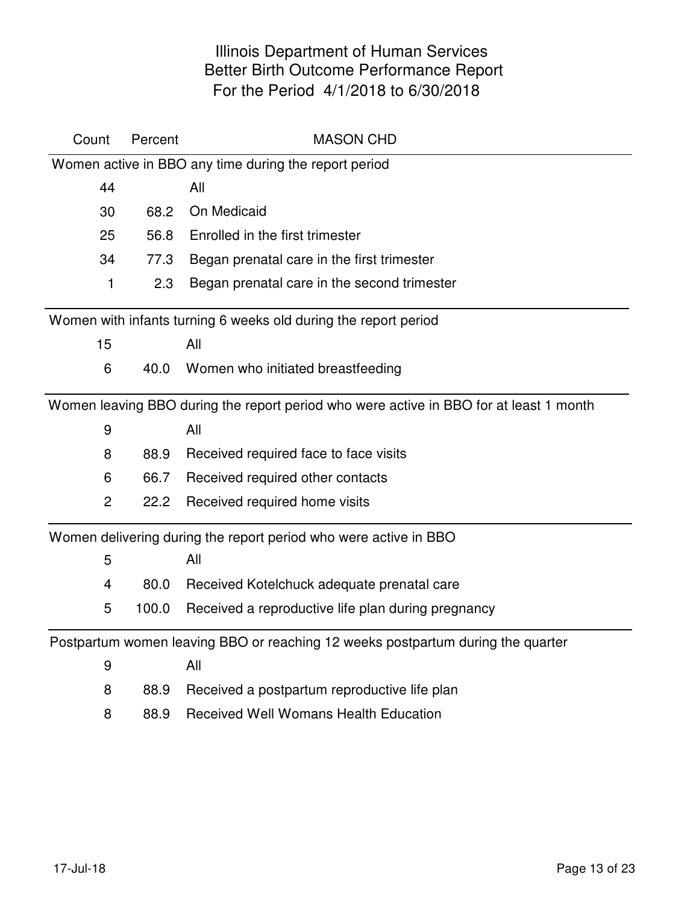# Illinois Department of Human Services
## Better Birth Outcome Performance Report
### For the Period 4/1/2018 to 6/30/2018

| Count | Percent | MASON CHD |
|---|---|---|
| **Women active in BBO any time during the report period** | | |
| 44 | | All |
| 30 | 68.2 | On Medicaid |
| 25 | 56.8 | Enrolled in the first trimester |
| 34 | 77.3 | Began prenatal care in the first trimester |
| 1 | 2.3 | Began prenatal care in the second trimester |
| **Women with infants turning 6 weeks old during the report period** | | |
| 15 | | All |
| 6 | 40.0 | Women who initiated breastfeeding |
| **Women leaving BBO during the report period who were active in BBO for at least 1 month** | | |
| 9 | | All |
| 8 | 88.9 | Received required face to face visits |
| 6 | 66.7 | Received required other contacts |
| 2 | 22.2 | Received required home visits |
| **Women delivering during the report period who were active in BBO** | | |
| 5 | | All |
| 4 | 80.0 | Received Kotelchuck adequate prenatal care |
| 5 | 100.0 | Received a reproductive life plan during pregnancy |
| **Postpartum women leaving BBO or reaching 12 weeks postpartum during the quarter** | | |
| 9 | | All |
| 8 | 88.9 | Received a postpartum reproductive life plan |
| 8 | 88.9 | Received Well Womans Health Education |

17-Jul-18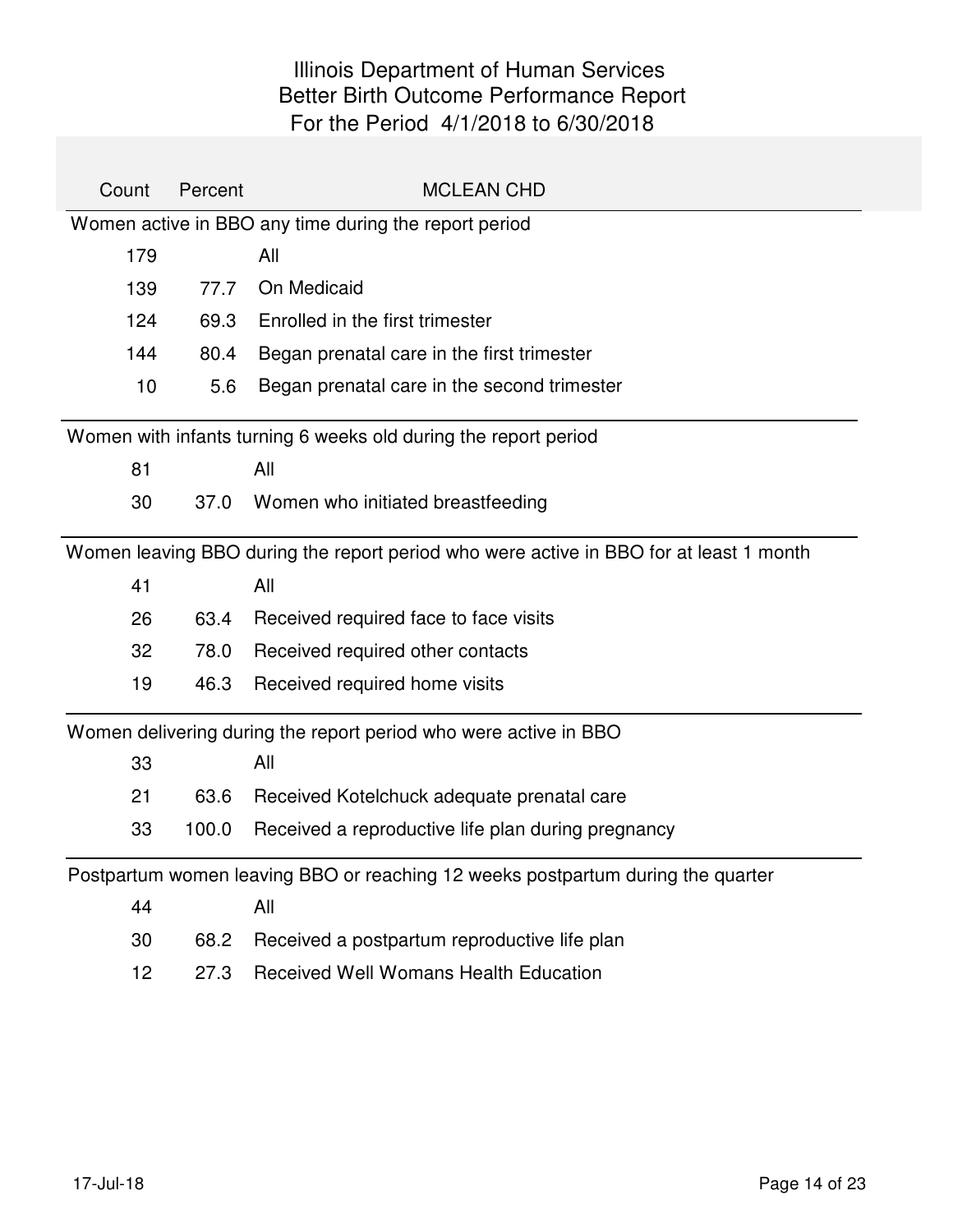# Illinois Department of Human Services
## Better Birth Outcome Performance Report
### For the Period 4/1/2018 to 6/30/2018

| Count | Percent | MCLEAN CHD |
|---|---|---|
| **Women active in BBO any time during the report period** | | |
| 179 | | All |
| 139 | 77.7 | On Medicaid |
| 124 | 69.3 | Enrolled in the first trimester |
| 144 | 80.4 | Began prenatal care in the first trimester |
| 10 | 5.6 | Began prenatal care in the second trimester |
| **Women with infants turning 6 weeks old during the report period** | | |
| 81 | | All |
| 30 | 37.0 | Women who initiated breastfeeding |
| **Women leaving BBO during the report period who were active in BBO for at least 1 month** | | |
| 41 | | All |
| 26 | 63.4 | Received required face to face visits |
| 32 | 78.0 | Received required other contacts |
| 19 | 46.3 | Received required home visits |
| **Women delivering during the report period who were active in BBO** | | |
| 33 | | All |
| 21 | 63.6 | Received Kotelchuck adequate prenatal care |
| 33 | 100.0 | Received a reproductive life plan during pregnancy |
| **Postpartum women leaving BBO or reaching 12 weeks postpartum during the quarter** | | |
| 44 | | All |
| 30 | 68.2 | Received a postpartum reproductive life plan |
| 12 | 27.3 | Received Well Womans Health Education |

17-Jul-18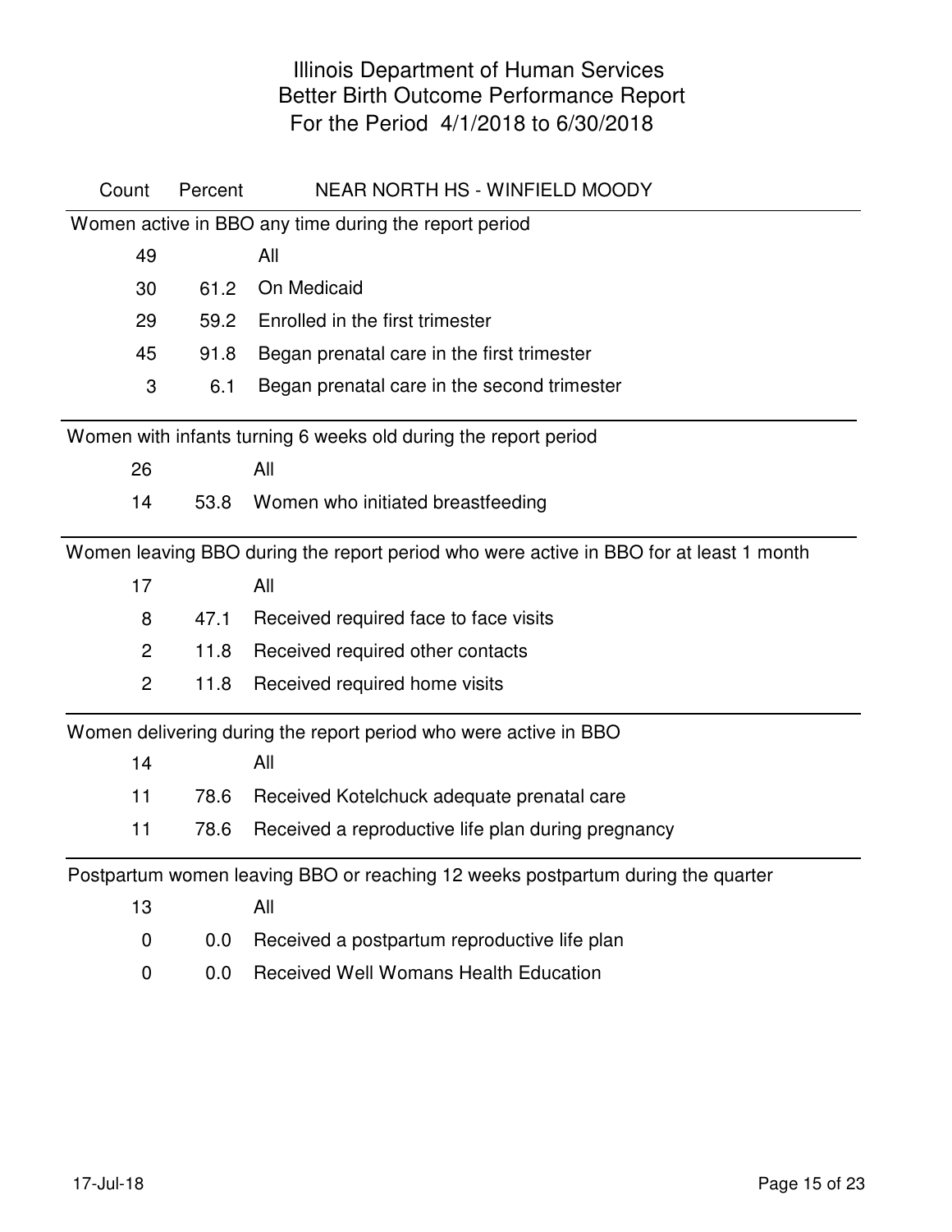# Illinois Department of Human Services
## Better Birth Outcome Performance Report
## For the Period 4/1/2018 to 6/30/2018

| Count | Percent | NEAR NORTH HS - WINFIELD MOODY |
|---|---|---|
| **Women active in BBO any time during the report period** | | |
| 49 | | All |
| 30 | 61.2 | On Medicaid |
| 29 | 59.2 | Enrolled in the first trimester |
| 45 | 91.8 | Began prenatal care in the first trimester |
| 3 | 6.1 | Began prenatal care in the second trimester |
| **Women with infants turning 6 weeks old during the report period** | | |
| 26 | | All |
| 14 | 53.8 | Women who initiated breastfeeding |
| **Women leaving BBO during the report period who were active in BBO for at least 1 month** | | |
| 17 | | All |
| 8 | 47.1 | Received required face to face visits |
| 2 | 11.8 | Received required other contacts |
| 2 | 11.8 | Received required home visits |
| **Women delivering during the report period who were active in BBO** | | |
| 14 | | All |
| 11 | 78.6 | Received Kotelchuck adequate prenatal care |
| 11 | 78.6 | Received a reproductive life plan during pregnancy |
| **Postpartum women leaving BBO or reaching 12 weeks postpartum during the quarter** | | |
| 13 | | All |
| 0 | 0.0 | Received a postpartum reproductive life plan |
| 0 | 0.0 | Received Well Womans Health Education |

17-Jul-18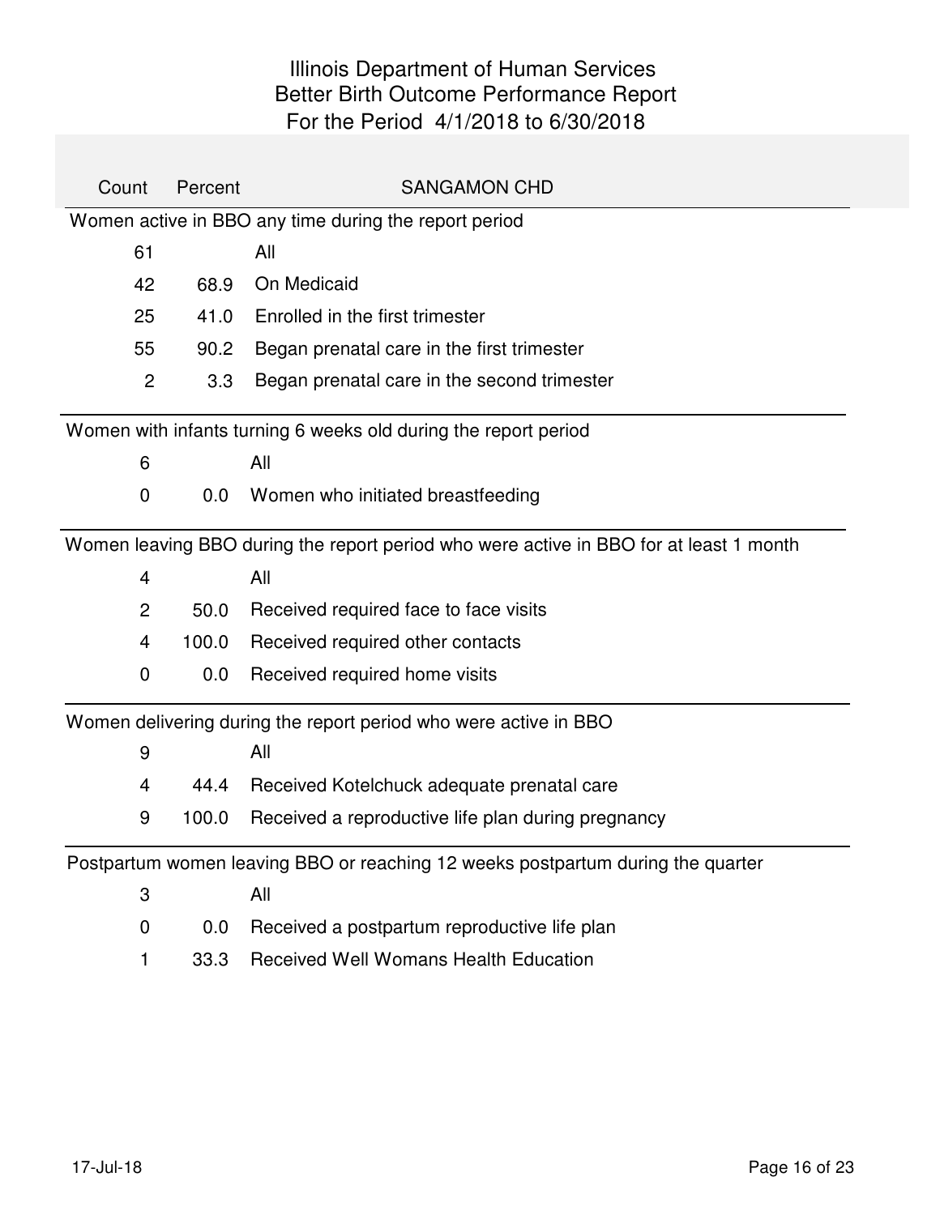# Illinois Department of Human Services
## Better Birth Outcome Performance Report
### For the Period 4/1/2018 to 6/30/2018

| Count | Percent | SANGAMON CHD |
|---|---|---|
| **Women active in BBO any time during the report period** | | |
| 61 | | All |
| 42 | 68.9 | On Medicaid |
| 25 | 41.0 | Enrolled in the first trimester |
| 55 | 90.2 | Began prenatal care in the first trimester |
| 2 | 3.3 | Began prenatal care in the second trimester |
| **Women with infants turning 6 weeks old during the report period** | | |
| 6 | | All |
| 0 | 0.0 | Women who initiated breastfeeding |
| **Women leaving BBO during the report period who were active in BBO for at least 1 month** | | |
| 4 | | All |
| 2 | 50.0 | Received required face to face visits |
| 4 | 100.0 | Received required other contacts |
| 0 | 0.0 | Received required home visits |
| **Women delivering during the report period who were active in BBO** | | |
| 9 | | All |
| 4 | 44.4 | Received Kotelchuck adequate prenatal care |
| 9 | 100.0 | Received a reproductive life plan during pregnancy |
| **Postpartum women leaving BBO or reaching 12 weeks postpartum during the quarter** | | |
| 3 | | All |
| 0 | 0.0 | Received a postpartum reproductive life plan |
| 1 | 33.3 | Received Well Womans Health Education |

17-Jul-18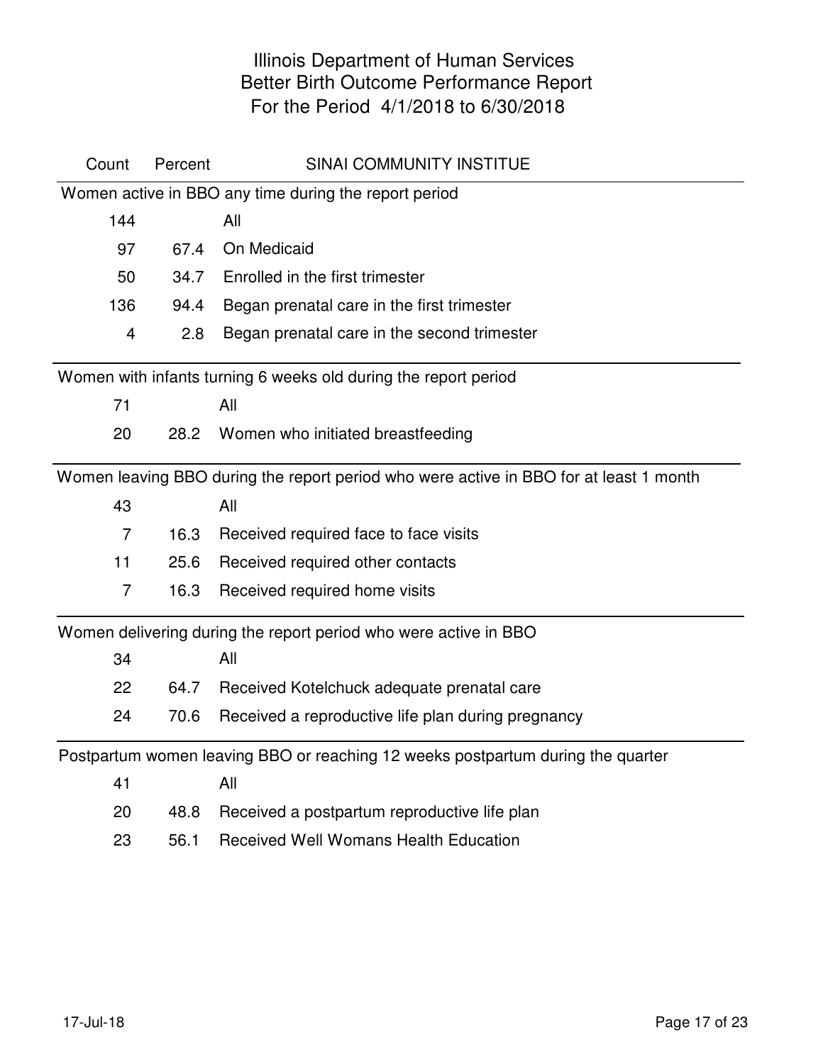# Illinois Department of Human Services
## Better Birth Outcome Performance Report
## For the Period 4/1/2018 to 6/30/2018

| Count | Percent | SINAI COMMUNITY INSTITUE |
|---|---|---|
| **Women active in BBO any time during the report period** | | |
| 144 | | All |
| 97 | 67.4 | On Medicaid |
| 50 | 34.7 | Enrolled in the first trimester |
| 136 | 94.4 | Began prenatal care in the first trimester |
| 4 | 2.8 | Began prenatal care in the second trimester |
| **Women with infants turning 6 weeks old during the report period** | | |
| 71 | | All |
| 20 | 28.2 | Women who initiated breastfeeding |
| **Women leaving BBO during the report period who were active in BBO for at least 1 month** | | |
| 43 | | All |
| 7 | 16.3 | Received required face to face visits |
| 11 | 25.6 | Received required other contacts |
| 7 | 16.3 | Received required home visits |
| **Women delivering during the report period who were active in BBO** | | |
| 34 | | All |
| 22 | 64.7 | Received Kotelchuck adequate prenatal care |
| 24 | 70.6 | Received a reproductive life plan during pregnancy |
| **Postpartum women leaving BBO or reaching 12 weeks postpartum during the quarter** | | |
| 41 | | All |
| 20 | 48.8 | Received a postpartum reproductive life plan |
| 23 | 56.1 | Received Well Womans Health Education |

17-Jul-18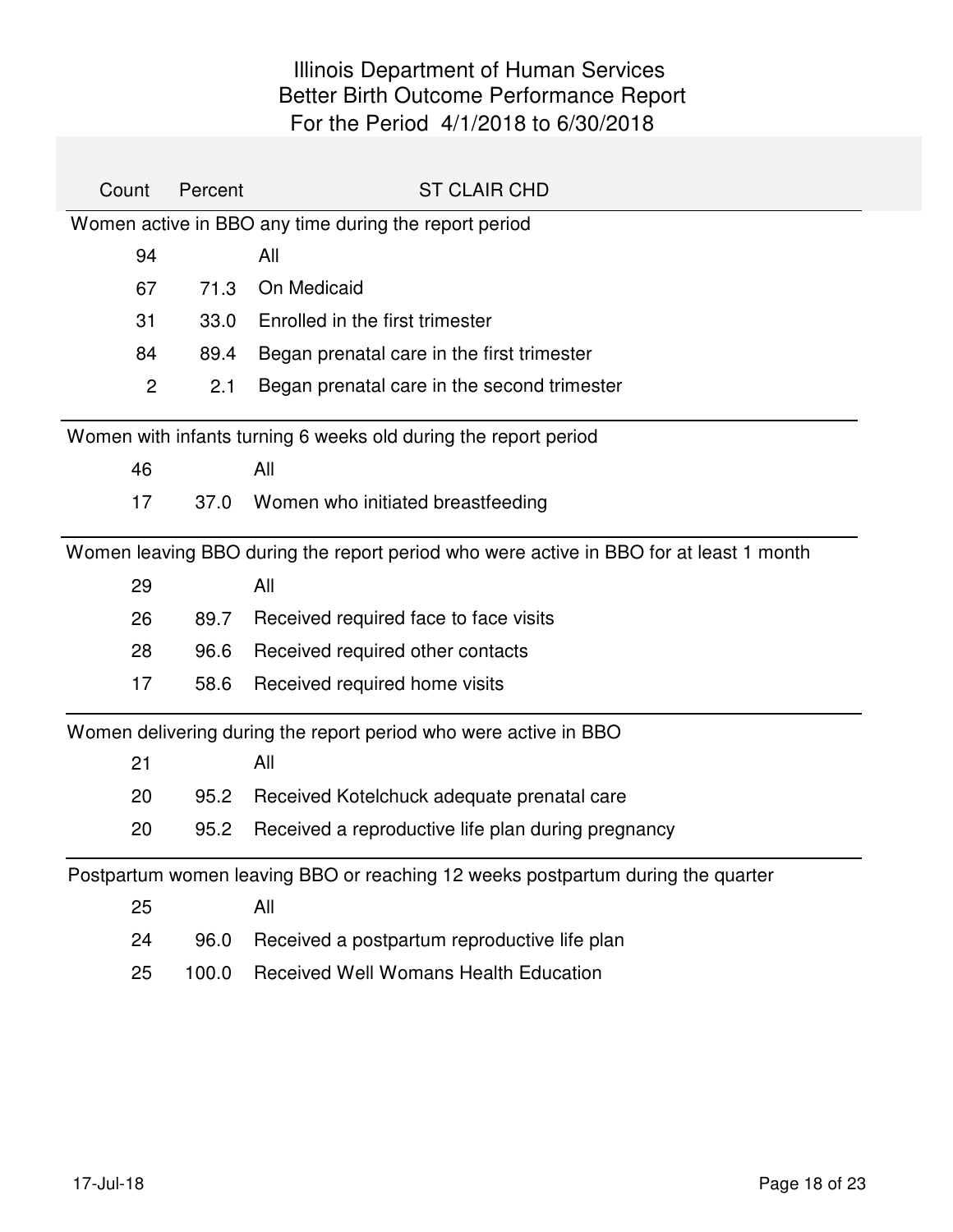# Illinois Department of Human Services
## Better Birth Outcome Performance Report
### For the Period 4/1/2018 to 6/30/2018

| Count | Percent | ST CLAIR CHD |
|---|---|---|
| **Women active in BBO any time during the report period** | | |
| 94 | | All |
| 67 | 71.3 | On Medicaid |
| 31 | 33.0 | Enrolled in the first trimester |
| 84 | 89.4 | Began prenatal care in the first trimester |
| 2 | 2.1 | Began prenatal care in the second trimester |
| **Women with infants turning 6 weeks old during the report period** | | |
| 46 | | All |
| 17 | 37.0 | Women who initiated breastfeeding |
| **Women leaving BBO during the report period who were active in BBO for at least 1 month** | | |
| 29 | | All |
| 26 | 89.7 | Received required face to face visits |
| 28 | 96.6 | Received required other contacts |
| 17 | 58.6 | Received required home visits |
| **Women delivering during the report period who were active in BBO** | | |
| 21 | | All |
| 20 | 95.2 | Received Kotelchuck adequate prenatal care |
| 20 | 95.2 | Received a reproductive life plan during pregnancy |
| **Postpartum women leaving BBO or reaching 12 weeks postpartum during the quarter** | | |
| 25 | | All |
| 24 | 96.0 | Received a postpartum reproductive life plan |
| 25 | 100.0 | Received Well Womans Health Education |

17-Jul-18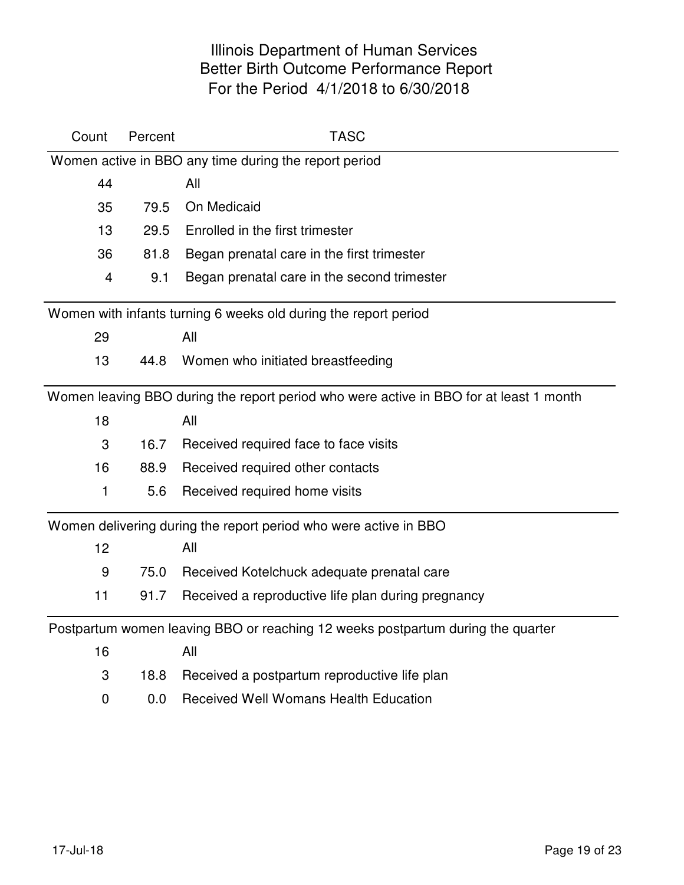# Illinois Department of Human Services
## Better Birth Outcome Performance Report
## For the Period 4/1/2018 to 6/30/2018

| Count | Percent | TASC |
|---|---|---|
| **Women active in BBO any time during the report period** | | |
| 44 | | All |
| 35 | 79.5 | On Medicaid |
| 13 | 29.5 | Enrolled in the first trimester |
| 36 | 81.8 | Began prenatal care in the first trimester |
| 4 | 9.1 | Began prenatal care in the second trimester |
| **Women with infants turning 6 weeks old during the report period** | | |
| 29 | | All |
| 13 | 44.8 | Women who initiated breastfeeding |
| **Women leaving BBO during the report period who were active in BBO for at least 1 month** | | |
| 18 | | All |
| 3 | 16.7 | Received required face to face visits |
| 16 | 88.9 | Received required other contacts |
| 1 | 5.6 | Received required home visits |
| **Women delivering during the report period who were active in BBO** | | |
| 12 | | All |
| 9 | 75.0 | Received Kotelchuck adequate prenatal care |
| 11 | 91.7 | Received a reproductive life plan during pregnancy |
| **Postpartum women leaving BBO or reaching 12 weeks postpartum during the quarter** | | |
| 16 | | All |
| 3 | 18.8 | Received a postpartum reproductive life plan |
| 0 | 0.0 | Received Well Womans Health Education |

17-Jul-18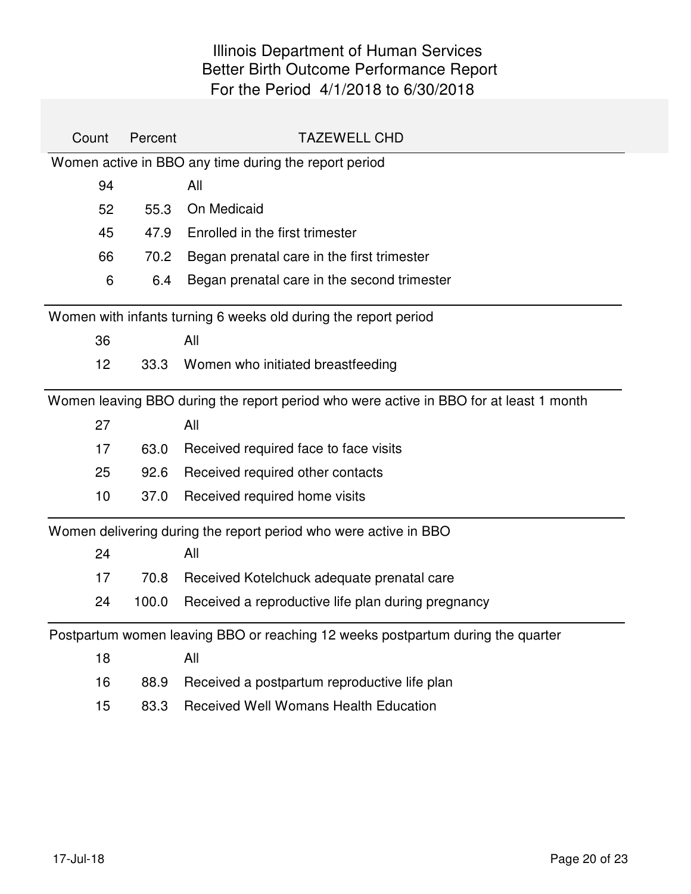# Illinois Department of Human Services
## Better Birth Outcome Performance Report
### For the Period 4/1/2018 to 6/30/2018

| Count | Percent | TAZEWELL CHD |
|---|---|---|
| **Women active in BBO any time during the report period** | | |
| 94 | | All |
| 52 | 55.3 | On Medicaid |
| 45 | 47.9 | Enrolled in the first trimester |
| 66 | 70.2 | Began prenatal care in the first trimester |
| 6 | 6.4 | Began prenatal care in the second trimester |
| **Women with infants turning 6 weeks old during the report period** | | |
| 36 | | All |
| 12 | 33.3 | Women who initiated breastfeeding |
| **Women leaving BBO during the report period who were active in BBO for at least 1 month** | | |
| 27 | | All |
| 17 | 63.0 | Received required face to face visits |
| 25 | 92.6 | Received required other contacts |
| 10 | 37.0 | Received required home visits |
| **Women delivering during the report period who were active in BBO** | | |
| 24 | | All |
| 17 | 70.8 | Received Kotelchuck adequate prenatal care |
| 24 | 100.0 | Received a reproductive life plan during pregnancy |
| **Postpartum women leaving BBO or reaching 12 weeks postpartum during the quarter** | | |
| 18 | | All |
| 16 | 88.9 | Received a postpartum reproductive life plan |
| 15 | 83.3 | Received Well Womans Health Education |

17-Jul-18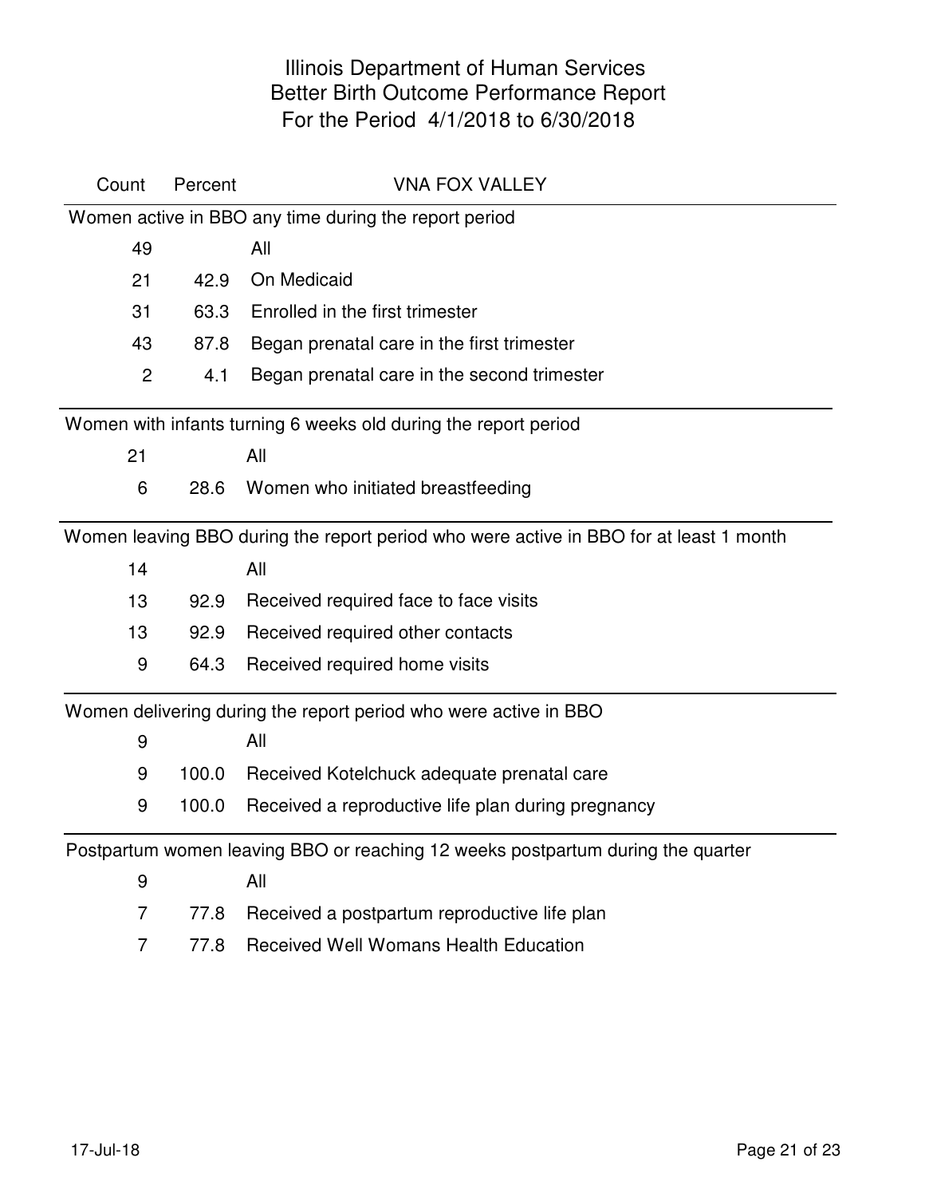# Illinois Department of Human Services
## Better Birth Outcome Performance Report
## For the Period 4/1/2018 to 6/30/2018

| Count | Percent | VNA FOX VALLEY |
|---|---|---|
| **Women active in BBO any time during the report period** | | |
| 49 | | All |
| 21 | 42.9 | On Medicaid |
| 31 | 63.3 | Enrolled in the first trimester |
| 43 | 87.8 | Began prenatal care in the first trimester |
| 2 | 4.1 | Began prenatal care in the second trimester |
| **Women with infants turning 6 weeks old during the report period** | | |
| 21 | | All |
| 6 | 28.6 | Women who initiated breastfeeding |
| **Women leaving BBO during the report period who were active in BBO for at least 1 month** | | |
| 14 | | All |
| 13 | 92.9 | Received required face to face visits |
| 13 | 92.9 | Received required other contacts |
| 9 | 64.3 | Received required home visits |
| **Women delivering during the report period who were active in BBO** | | |
| 9 | | All |
| 9 | 100.0 | Received Kotelchuck adequate prenatal care |
| 9 | 100.0 | Received a reproductive life plan during pregnancy |
| **Postpartum women leaving BBO or reaching 12 weeks postpartum during the quarter** | | |
| 9 | | All |
| 7 | 77.8 | Received a postpartum reproductive life plan |
| 7 | 77.8 | Received Well Womans Health Education |

17-Jul-18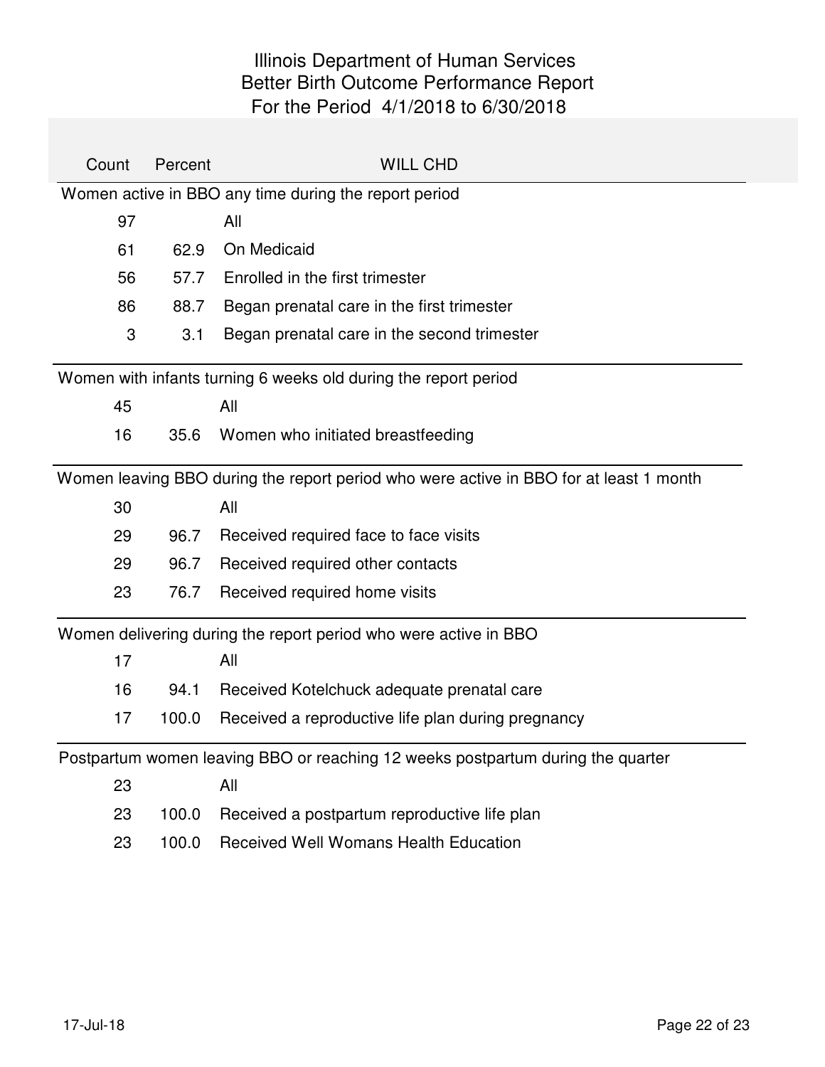# Illinois Department of Human Services
## Better Birth Outcome Performance Report
## For the Period 4/1/2018 to 6/30/2018

| Count | Percent | WILL CHD |
|---|---|---|
| **Women active in BBO any time during the report period** | | |
| 97 | | All |
| 61 | 62.9 | On Medicaid |
| 56 | 57.7 | Enrolled in the first trimester |
| 86 | 88.7 | Began prenatal care in the first trimester |
| 3 | 3.1 | Began prenatal care in the second trimester |
| **Women with infants turning 6 weeks old during the report period** | | |
| 45 | | All |
| 16 | 35.6 | Women who initiated breastfeeding |
| **Women leaving BBO during the report period who were active in BBO for at least 1 month** | | |
| 30 | | All |
| 29 | 96.7 | Received required face to face visits |
| 29 | 96.7 | Received required other contacts |
| 23 | 76.7 | Received required home visits |
| **Women delivering during the report period who were active in BBO** | | |
| 17 | | All |
| 16 | 94.1 | Received Kotelchuck adequate prenatal care |
| 17 | 100.0 | Received a reproductive life plan during pregnancy |
| **Postpartum women leaving BBO or reaching 12 weeks postpartum during the quarter** | | |
| 23 | | All |
| 23 | 100.0 | Received a postpartum reproductive life plan |
| 23 | 100.0 | Received Well Womans Health Education |

17-Jul-18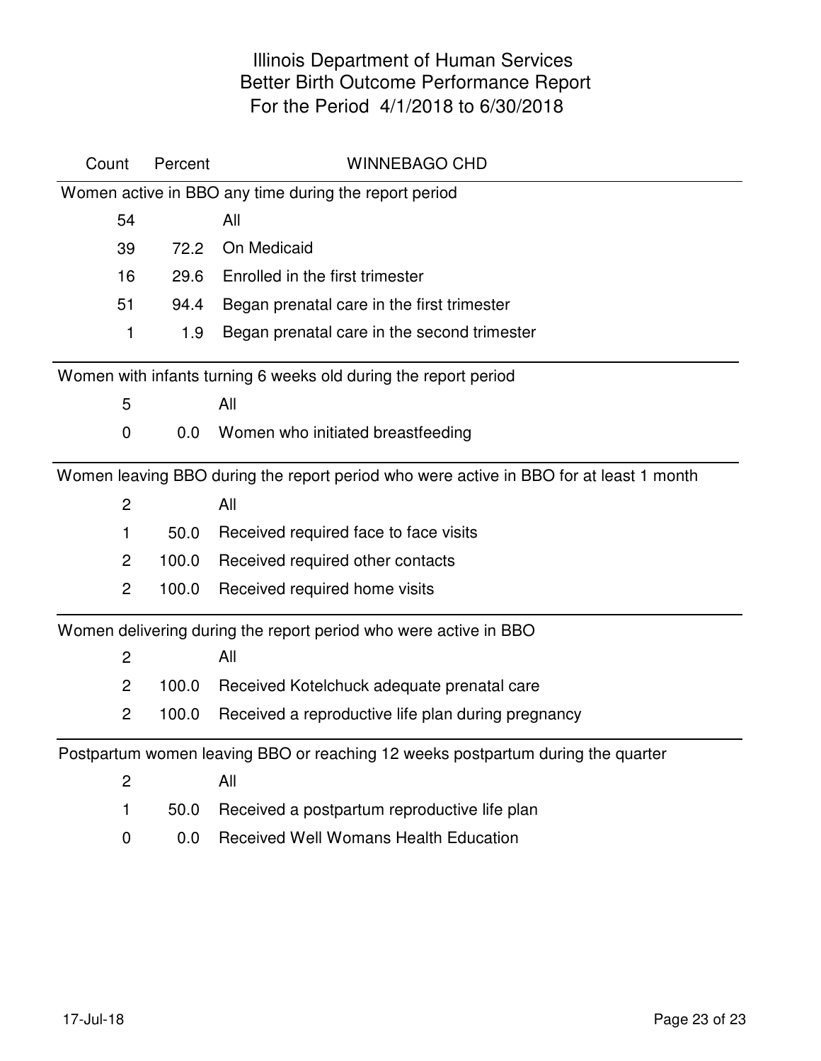# Illinois Department of Human Services
## Better Birth Outcome Performance Report
### For the Period 4/1/2018 to 6/30/2018

| Count | Percent | WINNEBAGO CHD |
|---|---|---|
| **Women active in BBO any time during the report period** | | |
| 54 | | All |
| 39 | 72.2 | On Medicaid |
| 16 | 29.6 | Enrolled in the first trimester |
| 51 | 94.4 | Began prenatal care in the first trimester |
| 1 | 1.9 | Began prenatal care in the second trimester |
| **Women with infants turning 6 weeks old during the report period** | | |
| 5 | | All |
| 0 | 0.0 | Women who initiated breastfeeding |
| **Women leaving BBO during the report period who were active in BBO for at least 1 month** | | |
| 2 | | All |
| 1 | 50.0 | Received required face to face visits |
| 2 | 100.0 | Received required other contacts |
| 2 | 100.0 | Received required home visits |
| **Women delivering during the report period who were active in BBO** | | |
| 2 | | All |
| 2 | 100.0 | Received Kotelchuck adequate prenatal care |
| 2 | 100.0 | Received a reproductive life plan during pregnancy |
| **Postpartum women leaving BBO or reaching 12 weeks postpartum during the quarter** | | |
| 2 | | All |
| 1 | 50.0 | Received a postpartum reproductive life plan |
| 0 | 0.0 | Received Well Womans Health Education |

17-Jul-18